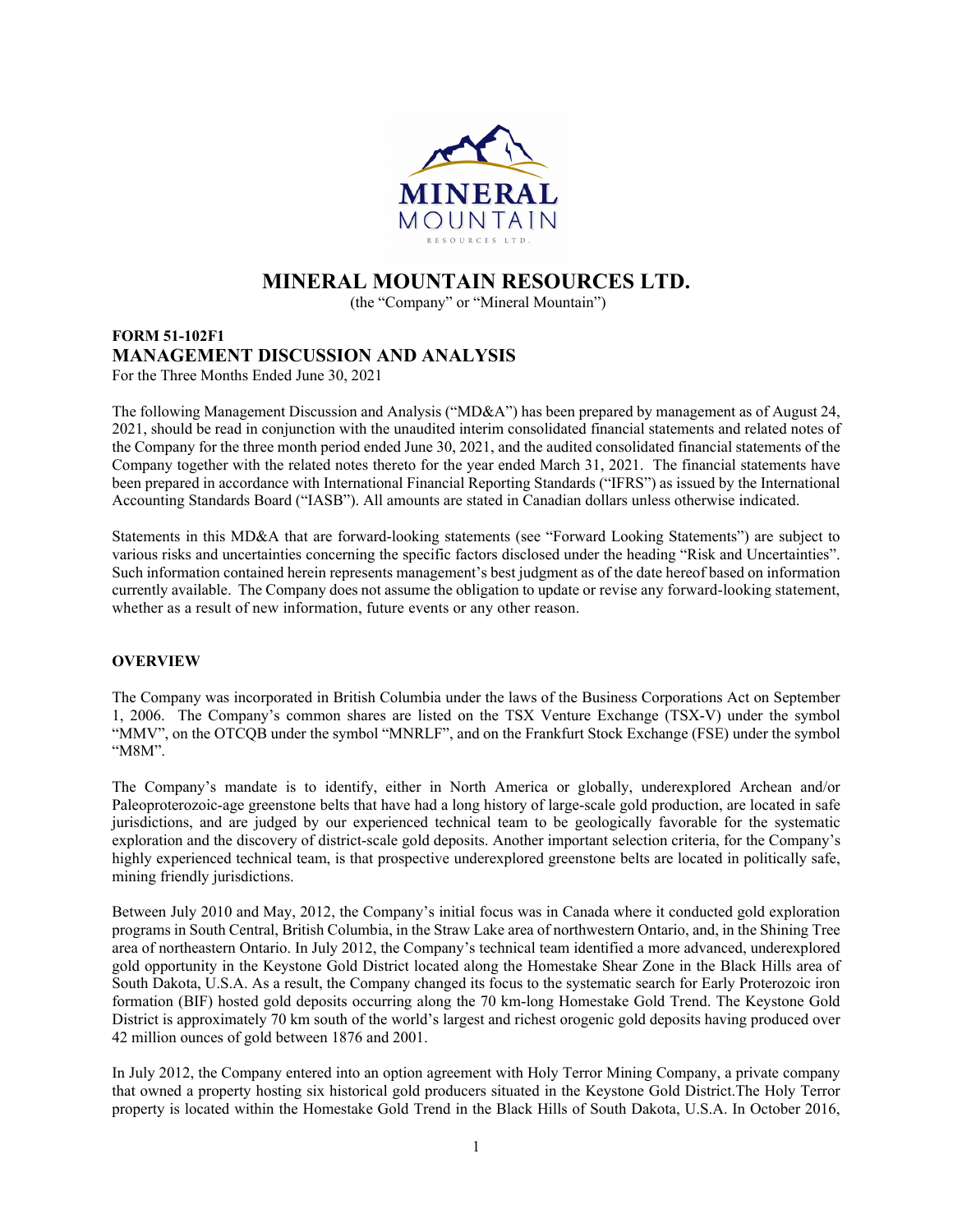# MINERAL MOUNTAIN RESOURCES LTD.

(the "Company" or "Mineral Mountain")

## FORM 51-102F1
## MANAGEMENT DISCUSSION AND ANALYSIS

For the Three Months Ended June 30, 2021

The following Management Discussion and Analysis ("MD&A") has been prepared by management as of August 24, 2021, should be read in conjunction with the unaudited interim consolidated financial statements and related notes of the Company for the three month period ended June 30, 2021, and the audited consolidated financial statements of the Company together with the related notes thereto for the year ended March 31, 2021. The financial statements have been prepared in accordance with International Financial Reporting Standards ("IFRS") as issued by the International Accounting Standards Board ("IASB"). All amounts are stated in Canadian dollars unless otherwise indicated.

Statements in this MD&A that are forward-looking statements (see "Forward Looking Statements") are subject to various risks and uncertainties concerning the specific factors disclosed under the heading "Risk and Uncertainties". Such information contained herein represents management's best judgment as of the date hereof based on information currently available. The Company does not assume the obligation to update or revise any forward-looking statement, whether as a result of new information, future events or any other reason.

### OVERVIEW

The Company was incorporated in British Columbia under the laws of the Business Corporations Act on September 1, 2006. The Company's common shares are listed on the TSX Venture Exchange (TSX-V) under the symbol "MMV", on the OTCQB under the symbol "MNRLF", and on the Frankfurt Stock Exchange (FSE) under the symbol "M8M".

The Company's mandate is to identify, either in North America or globally, underexplored Archean and/or Paleoproterozoic-age greenstone belts that have had a long history of large-scale gold production, are located in safe jurisdictions, and are judged by our experienced technical team to be geologically favorable for the systematic exploration and the discovery of district-scale gold deposits. Another important selection criteria, for the Company's highly experienced technical team, is that prospective underexplored greenstone belts are located in politically safe, mining friendly jurisdictions.

Between July 2010 and May, 2012, the Company's initial focus was in Canada where it conducted gold exploration programs in South Central, British Columbia, in the Straw Lake area of northwestern Ontario, and, in the Shining Tree area of northeastern Ontario. In July 2012, the Company's technical team identified a more advanced, underexplored gold opportunity in the Keystone Gold District located along the Homestake Shear Zone in the Black Hills area of South Dakota, U.S.A. As a result, the Company changed its focus to the systematic search for Early Proterozoic iron formation (BIF) hosted gold deposits occurring along the 70 km-long Homestake Gold Trend. The Keystone Gold District is approximately 70 km south of the world's largest and richest orogenic gold deposits having produced over 42 million ounces of gold between 1876 and 2001.

In July 2012, the Company entered into an option agreement with Holy Terror Mining Company, a private company that owned a property hosting six historical gold producers situated in the Keystone Gold District.The Holy Terror property is located within the Homestake Gold Trend in the Black Hills of South Dakota, U.S.A. In October 2016,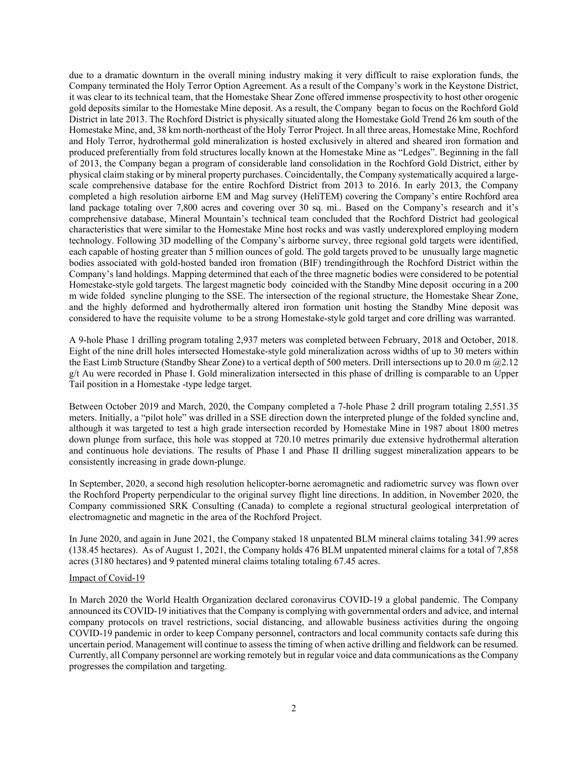due to a dramatic downturn in the overall mining industry making it very difficult to raise exploration funds, the Company terminated the Holy Terror Option Agreement. As a result of the Company's work in the Keystone District, it was clear to its technical team, that the Homestake Shear Zone offered immense prospectivity to host other orogenic gold deposits similar to the Homestake Mine deposit. As a result, the Company began to focus on the Rochford Gold District in late 2013. The Rochford District is physically situated along the Homestake Gold Trend 26 km south of the Homestake Mine, and, 38 km north-northeast of the Holy Terror Project. In all three areas, Homestake Mine, Rochford and Holy Terror, hydrothermal gold mineralization is hosted exclusively in altered and sheared iron formation and produced preferentially from fold structures locally known at the Homestake Mine as "Ledges". Beginning in the fall of 2013, the Company began a program of considerable land consolidation in the Rochford Gold District, either by physical claim staking or by mineral property purchases. Coincidentally, the Company systematically acquired a large-scale comprehensive database for the entire Rochford District from 2013 to 2016. In early 2013, the Company completed a high resolution airborne EM and Mag survey (HeliTEM) covering the Company's entire Rochford area land package totaling over 7,800 acres and covering over 30 sq. mi.. Based on the Company's research and it's comprehensive database, Mineral Mountain's technical team concluded that the Rochford District had geological characteristics that were similar to the Homestake Mine host rocks and was vastly underexplored employing modern technology. Following 3D modelling of the Company's airborne survey, three regional gold targets were identified, each capable of hosting greater than 5 million ounces of gold. The gold targets proved to be unusually large magnetic bodies associated with gold-hosted banded iron fromation (BIF) trendingithrough the Rochford District within the Company's land holdings. Mapping determined that each of the three magnetic bodies were considered to be potential Homestake-style gold targets. The largest magnetic body coincided with the Standby Mine deposit occuring in a 200 m wide folded syncline plunging to the SSE. The intersection of the regional structure, the Homestake Shear Zone, and the highly deformed and hydrothermally altered iron formation unit hosting the Standby Mine deposit was considered to have the requisite volume to be a strong Homestake-style gold target and core drilling was warranted.

A 9-hole Phase 1 drilling program totaling 2,937 meters was completed between February, 2018 and October, 2018. Eight of the nine drill holes intersected Homestake-style gold mineralization across widths of up to 30 meters within the East Limb Structure (Standby Shear Zone) to a vertical depth of 500 meters. Drill intersections up to 20.0 m @2.12 g/t Au were recorded in Phase I. Gold mineralization intersected in this phase of drilling is comparable to an Upper Tail position in a Homestake -type ledge target.

Between October 2019 and March, 2020, the Company completed a 7-hole Phase 2 drill program totaling 2,551.35 meters. Initially, a "pilot hole" was drilled in a SSE direction down the interpreted plunge of the folded syncline and, although it was targeted to test a high grade intersection recorded by Homestake Mine in 1987 about 1800 metres down plunge from surface, this hole was stopped at 720.10 metres primarily due extensive hydrothermal alteration and continuous hole deviations. The results of Phase I and Phase II drilling suggest mineralization appears to be consistently increasing in grade down-plunge.

In September, 2020, a second high resolution helicopter-borne aeromagnetic and radiometric survey was flown over the Rochford Property perpendicular to the original survey flight line directions. In addition, in November 2020, the Company commissioned SRK Consulting (Canada) to complete a regional structural geological interpretation of electromagnetic and magnetic in the area of the Rochford Project.

In June 2020, and again in June 2021, the Company staked 18 unpatented BLM mineral claims totaling 341.99 acres (138.45 hectares). As of August 1, 2021, the Company holds 476 BLM unpatented mineral claims for a total of 7,858 acres (3180 hectares) and 9 patented mineral claims totaling totaling 67.45 acres.

Impact of Covid-19

In March 2020 the World Health Organization declared coronavirus COVID-19 a global pandemic. The Company announced its COVID-19 initiatives that the Company is complying with governmental orders and advice, and internal company protocols on travel restrictions, social distancing, and allowable business activities during the ongoing COVID-19 pandemic in order to keep Company personnel, contractors and local community contacts safe during this uncertain period. Management will continue to assess the timing of when active drilling and fieldwork can be resumed. Currently, all Company personnel are working remotely but in regular voice and data communications as the Company progresses the compilation and targeting.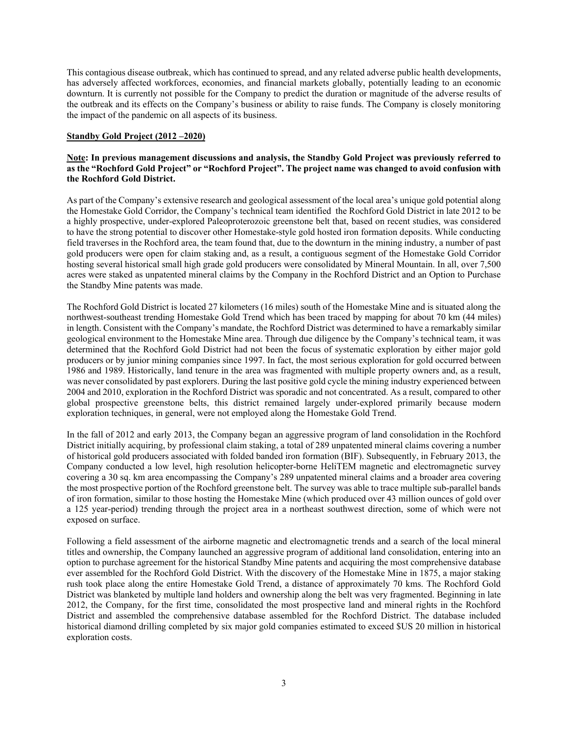This contagious disease outbreak, which has continued to spread, and any related adverse public health developments, has adversely affected workforces, economies, and financial markets globally, potentially leading to an economic downturn. It is currently not possible for the Company to predict the duration or magnitude of the adverse results of the outbreak and its effects on the Company's business or ability to raise funds. The Company is closely monitoring the impact of the pandemic on all aspects of its business.

**Standby Gold Project (2012 –2020)**

**Note: In previous management discussions and analysis, the Standby Gold Project was previously referred to as the "Rochford Gold Project" or "Rochford Project". The project name was changed to avoid confusion with the Rochford Gold District.**

As part of the Company's extensive research and geological assessment of the local area's unique gold potential along the Homestake Gold Corridor, the Company's technical team identified the Rochford Gold District in late 2012 to be a highly prospective, under-explored Paleoproterozoic greenstone belt that, based on recent studies, was considered to have the strong potential to discover other Homestake-style gold hosted iron formation deposits. While conducting field traverses in the Rochford area, the team found that, due to the downturn in the mining industry, a number of past gold producers were open for claim staking and, as a result, a contiguous segment of the Homestake Gold Corridor hosting several historical small high grade gold producers were consolidated by Mineral Mountain. In all, over 7,500 acres were staked as unpatented mineral claims by the Company in the Rochford District and an Option to Purchase the Standby Mine patents was made.

The Rochford Gold District is located 27 kilometers (16 miles) south of the Homestake Mine and is situated along the northwest-southeast trending Homestake Gold Trend which has been traced by mapping for about 70 km (44 miles) in length. Consistent with the Company's mandate, the Rochford District was determined to have a remarkably similar geological environment to the Homestake Mine area. Through due diligence by the Company's technical team, it was determined that the Rochford Gold District had not been the focus of systematic exploration by either major gold producers or by junior mining companies since 1997. In fact, the most serious exploration for gold occurred between 1986 and 1989. Historically, land tenure in the area was fragmented with multiple property owners and, as a result, was never consolidated by past explorers. During the last positive gold cycle the mining industry experienced between 2004 and 2010, exploration in the Rochford District was sporadic and not concentrated. As a result, compared to other global prospective greenstone belts, this district remained largely under-explored primarily because modern exploration techniques, in general, were not employed along the Homestake Gold Trend.

In the fall of 2012 and early 2013, the Company began an aggressive program of land consolidation in the Rochford District initially acquiring, by professional claim staking, a total of 289 unpatented mineral claims covering a number of historical gold producers associated with folded banded iron formation (BIF). Subsequently, in February 2013, the Company conducted a low level, high resolution helicopter-borne HeliTEM magnetic and electromagnetic survey covering a 30 sq. km area encompassing the Company's 289 unpatented mineral claims and a broader area covering the most prospective portion of the Rochford greenstone belt. The survey was able to trace multiple sub-parallel bands of iron formation, similar to those hosting the Homestake Mine (which produced over 43 million ounces of gold over a 125 year-period) trending through the project area in a northeast southwest direction, some of which were not exposed on surface.

Following a field assessment of the airborne magnetic and electromagnetic trends and a search of the local mineral titles and ownership, the Company launched an aggressive program of additional land consolidation, entering into an option to purchase agreement for the historical Standby Mine patents and acquiring the most comprehensive database ever assembled for the Rochford Gold District. With the discovery of the Homestake Mine in 1875, a major staking rush took place along the entire Homestake Gold Trend, a distance of approximately 70 kms. The Rochford Gold District was blanketed by multiple land holders and ownership along the belt was very fragmented. Beginning in late 2012, the Company, for the first time, consolidated the most prospective land and mineral rights in the Rochford District and assembled the comprehensive database assembled for the Rochford District. The database included historical diamond drilling completed by six major gold companies estimated to exceed $US 20 million in historical exploration costs.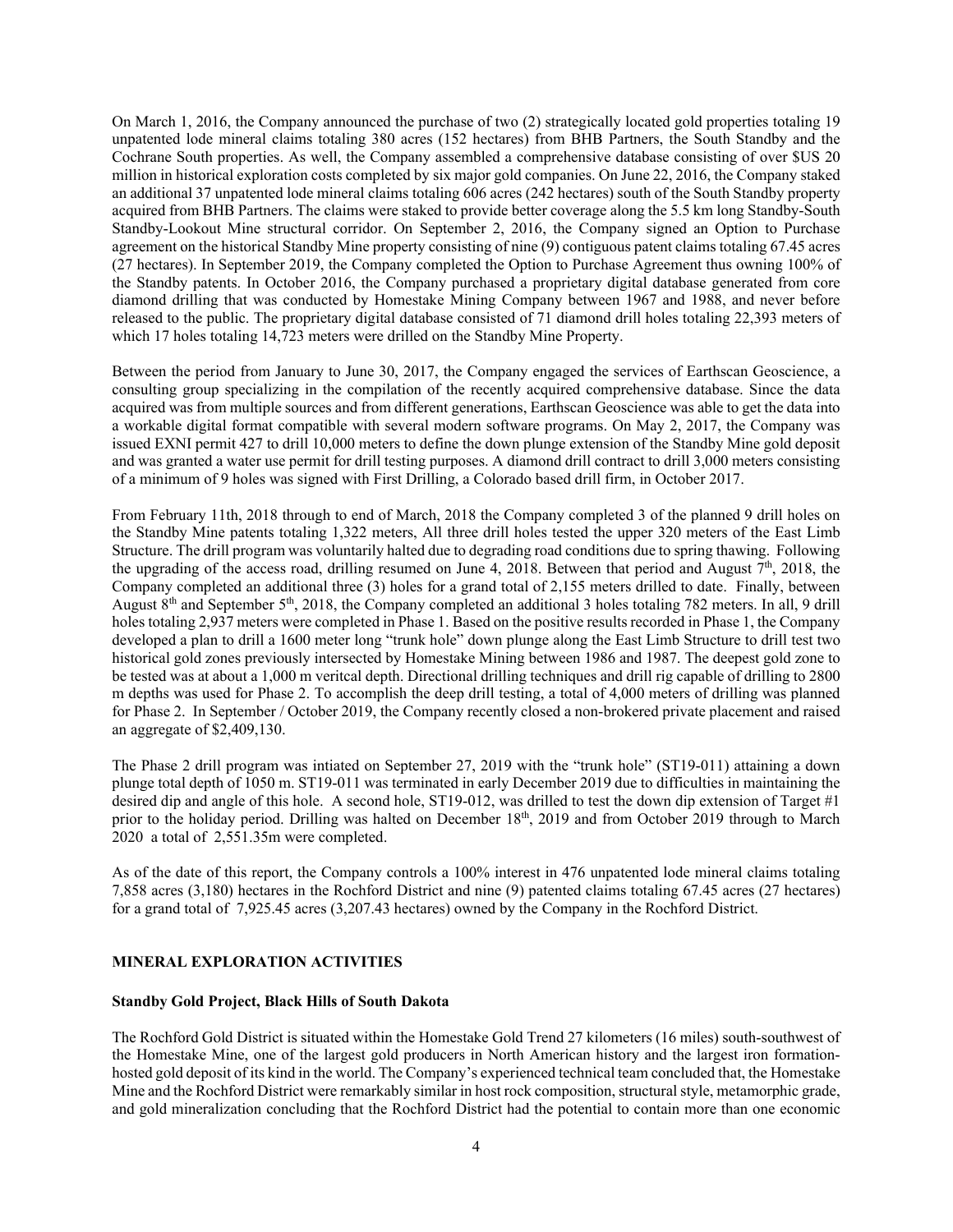On March 1, 2016, the Company announced the purchase of two (2) strategically located gold properties totaling 19 unpatented lode mineral claims totaling 380 acres (152 hectares) from BHB Partners, the South Standby and the Cochrane South properties. As well, the Company assembled a comprehensive database consisting of over $US 20 million in historical exploration costs completed by six major gold companies. On June 22, 2016, the Company staked an additional 37 unpatented lode mineral claims totaling 606 acres (242 hectares) south of the South Standby property acquired from BHB Partners. The claims were staked to provide better coverage along the 5.5 km long Standby-South Standby-Lookout Mine structural corridor. On September 2, 2016, the Company signed an Option to Purchase agreement on the historical Standby Mine property consisting of nine (9) contiguous patent claims totaling 67.45 acres (27 hectares). In September 2019, the Company completed the Option to Purchase Agreement thus owning 100% of the Standby patents. In October 2016, the Company purchased a proprietary digital database generated from core diamond drilling that was conducted by Homestake Mining Company between 1967 and 1988, and never before released to the public. The proprietary digital database consisted of 71 diamond drill holes totaling 22,393 meters of which 17 holes totaling 14,723 meters were drilled on the Standby Mine Property.

Between the period from January to June 30, 2017, the Company engaged the services of Earthscan Geoscience, a consulting group specializing in the compilation of the recently acquired comprehensive database. Since the data acquired was from multiple sources and from different generations, Earthscan Geoscience was able to get the data into a workable digital format compatible with several modern software programs. On May 2, 2017, the Company was issued EXNI permit 427 to drill 10,000 meters to define the down plunge extension of the Standby Mine gold deposit and was granted a water use permit for drill testing purposes. A diamond drill contract to drill 3,000 meters consisting of a minimum of 9 holes was signed with First Drilling, a Colorado based drill firm, in October 2017.

From February 11th, 2018 through to end of March, 2018 the Company completed 3 of the planned 9 drill holes on the Standby Mine patents totaling 1,322 meters, All three drill holes tested the upper 320 meters of the East Limb Structure. The drill program was voluntarily halted due to degrading road conditions due to spring thawing. Following the upgrading of the access road, drilling resumed on June 4, 2018. Between that period and August 7th, 2018, the Company completed an additional three (3) holes for a grand total of 2,155 meters drilled to date. Finally, between August 8th and September 5th, 2018, the Company completed an additional 3 holes totaling 782 meters. In all, 9 drill holes totaling 2,937 meters were completed in Phase 1. Based on the positive results recorded in Phase 1, the Company developed a plan to drill a 1600 meter long "trunk hole" down plunge along the East Limb Structure to drill test two historical gold zones previously intersected by Homestake Mining between 1986 and 1987. The deepest gold zone to be tested was at about a 1,000 m veritcal depth. Directional drilling techniques and drill rig capable of drilling to 2800 m depths was used for Phase 2. To accomplish the deep drill testing, a total of 4,000 meters of drilling was planned for Phase 2. In September / October 2019, the Company recently closed a non-brokered private placement and raised an aggregate of $2,409,130.

The Phase 2 drill program was intiated on September 27, 2019 with the "trunk hole" (ST19-011) attaining a down plunge total depth of 1050 m. ST19-011 was terminated in early December 2019 due to difficulties in maintaining the desired dip and angle of this hole. A second hole, ST19-012, was drilled to test the down dip extension of Target #1 prior to the holiday period. Drilling was halted on December 18th, 2019 and from October 2019 through to March 2020 a total of 2,551.35m were completed.

As of the date of this report, the Company controls a 100% interest in 476 unpatented lode mineral claims totaling 7,858 acres (3,180) hectares in the Rochford District and nine (9) patented claims totaling 67.45 acres (27 hectares) for a grand total of 7,925.45 acres (3,207.43 hectares) owned by the Company in the Rochford District.

## MINERAL EXPLORATION ACTIVITIES

### Standby Gold Project, Black Hills of South Dakota

The Rochford Gold District is situated within the Homestake Gold Trend 27 kilometers (16 miles) south-southwest of the Homestake Mine, one of the largest gold producers in North American history and the largest iron formation-hosted gold deposit of its kind in the world. The Company's experienced technical team concluded that, the Homestake Mine and the Rochford District were remarkably similar in host rock composition, structural style, metamorphic grade, and gold mineralization concluding that the Rochford District had the potential to contain more than one economic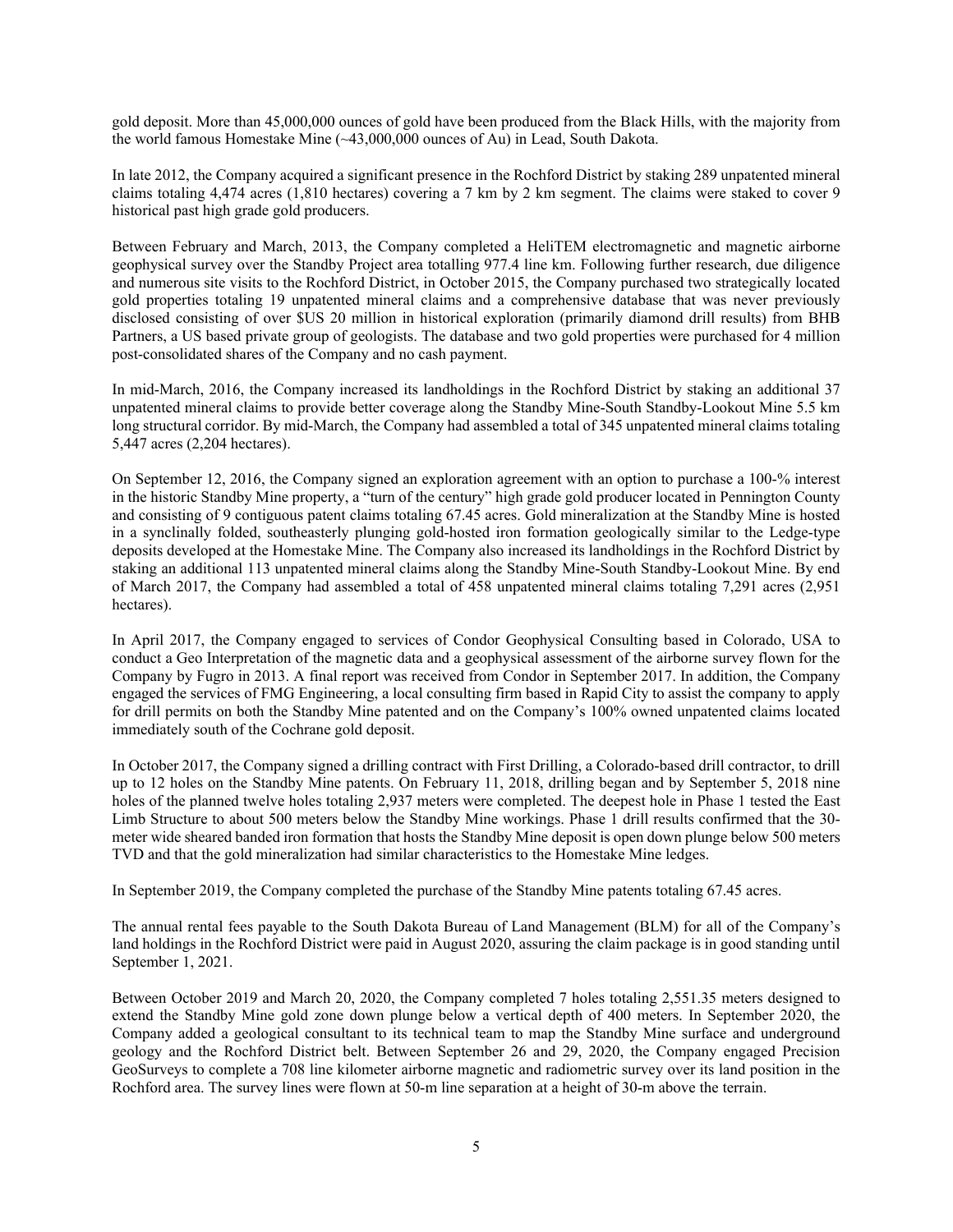gold deposit. More than 45,000,000 ounces of gold have been produced from the Black Hills, with the majority from the world famous Homestake Mine (~43,000,000 ounces of Au) in Lead, South Dakota.

In late 2012, the Company acquired a significant presence in the Rochford District by staking 289 unpatented mineral claims totaling 4,474 acres (1,810 hectares) covering a 7 km by 2 km segment. The claims were staked to cover 9 historical past high grade gold producers.

Between February and March, 2013, the Company completed a HeliTEM electromagnetic and magnetic airborne geophysical survey over the Standby Project area totalling 977.4 line km. Following further research, due diligence and numerous site visits to the Rochford District, in October 2015, the Company purchased two strategically located gold properties totaling 19 unpatented mineral claims and a comprehensive database that was never previously disclosed consisting of over $US 20 million in historical exploration (primarily diamond drill results) from BHB Partners, a US based private group of geologists. The database and two gold properties were purchased for 4 million post-consolidated shares of the Company and no cash payment.

In mid-March, 2016, the Company increased its landholdings in the Rochford District by staking an additional 37 unpatented mineral claims to provide better coverage along the Standby Mine-South Standby-Lookout Mine 5.5 km long structural corridor. By mid-March, the Company had assembled a total of 345 unpatented mineral claims totaling 5,447 acres (2,204 hectares).

On September 12, 2016, the Company signed an exploration agreement with an option to purchase a 100-% interest in the historic Standby Mine property, a "turn of the century" high grade gold producer located in Pennington County and consisting of 9 contiguous patent claims totaling 67.45 acres. Gold mineralization at the Standby Mine is hosted in a synclinally folded, southeasterly plunging gold-hosted iron formation geologically similar to the Ledge-type deposits developed at the Homestake Mine. The Company also increased its landholdings in the Rochford District by staking an additional 113 unpatented mineral claims along the Standby Mine-South Standby-Lookout Mine. By end of March 2017, the Company had assembled a total of 458 unpatented mineral claims totaling 7,291 acres (2,951 hectares).

In April 2017, the Company engaged to services of Condor Geophysical Consulting based in Colorado, USA to conduct a Geo Interpretation of the magnetic data and a geophysical assessment of the airborne survey flown for the Company by Fugro in 2013. A final report was received from Condor in September 2017. In addition, the Company engaged the services of FMG Engineering, a local consulting firm based in Rapid City to assist the company to apply for drill permits on both the Standby Mine patented and on the Company's 100% owned unpatented claims located immediately south of the Cochrane gold deposit.

In October 2017, the Company signed a drilling contract with First Drilling, a Colorado-based drill contractor, to drill up to 12 holes on the Standby Mine patents. On February 11, 2018, drilling began and by September 5, 2018 nine holes of the planned twelve holes totaling 2,937 meters were completed. The deepest hole in Phase 1 tested the East Limb Structure to about 500 meters below the Standby Mine workings. Phase 1 drill results confirmed that the 30-meter wide sheared banded iron formation that hosts the Standby Mine deposit is open down plunge below 500 meters TVD and that the gold mineralization had similar characteristics to the Homestake Mine ledges.

In September 2019, the Company completed the purchase of the Standby Mine patents totaling 67.45 acres.

The annual rental fees payable to the South Dakota Bureau of Land Management (BLM) for all of the Company's land holdings in the Rochford District were paid in August 2020, assuring the claim package is in good standing until September 1, 2021.

Between October 2019 and March 20, 2020, the Company completed 7 holes totaling 2,551.35 meters designed to extend the Standby Mine gold zone down plunge below a vertical depth of 400 meters. In September 2020, the Company added a geological consultant to its technical team to map the Standby Mine surface and underground geology and the Rochford District belt. Between September 26 and 29, 2020, the Company engaged Precision GeoSurveys to complete a 708 line kilometer airborne magnetic and radiometric survey over its land position in the Rochford area. The survey lines were flown at 50-m line separation at a height of 30-m above the terrain.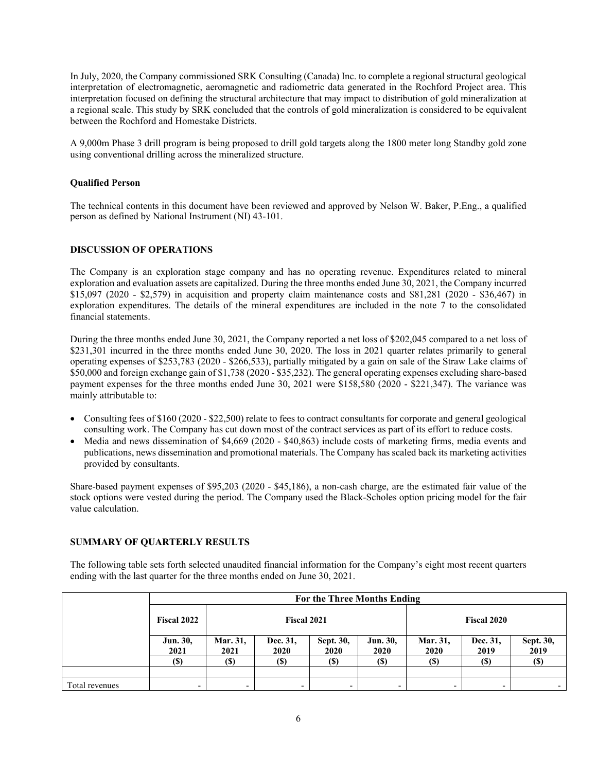In July, 2020, the Company commissioned SRK Consulting (Canada) Inc. to complete a regional structural geological interpretation of electromagnetic, aeromagnetic and radiometric data generated in the Rochford Project area. This interpretation focused on defining the structural architecture that may impact to distribution of gold mineralization at a regional scale. This study by SRK concluded that the controls of gold mineralization is considered to be equivalent between the Rochford and Homestake Districts.

A 9,000m Phase 3 drill program is being proposed to drill gold targets along the 1800 meter long Standby gold zone using conventional drilling across the mineralized structure.

**Qualified Person**

The technical contents in this document have been reviewed and approved by Nelson W. Baker, P.Eng., a qualified person as defined by National Instrument (NI) 43-101.

## DISCUSSION OF OPERATIONS

The Company is an exploration stage company and has no operating revenue. Expenditures related to mineral exploration and evaluation assets are capitalized. During the three months ended June 30, 2021, the Company incurred $15,097 (2020 - $2,579) in acquisition and property claim maintenance costs and $81,281 (2020 - $36,467) in exploration expenditures. The details of the mineral expenditures are included in the note 7 to the consolidated financial statements.

During the three months ended June 30, 2021, the Company reported a net loss of $202,045 compared to a net loss of $231,301 incurred in the three months ended June 30, 2020. The loss in 2021 quarter relates primarily to general operating expenses of $253,783 (2020 - $266,533), partially mitigated by a gain on sale of the Straw Lake claims of $50,000 and foreign exchange gain of $1,738 (2020 - $35,232). The general operating expenses excluding share-based payment expenses for the three months ended June 30, 2021 were $158,580 (2020 - $221,347). The variance was mainly attributable to:

- Consulting fees of $160 (2020 - $22,500) relate to fees to contract consultants for corporate and general geological consulting work. The Company has cut down most of the contract services as part of its effort to reduce costs.
- Media and news dissemination of $4,669 (2020 - $40,863) include costs of marketing firms, media events and publications, news dissemination and promotional materials. The Company has scaled back its marketing activities provided by consultants.

Share-based payment expenses of $95,203 (2020 - $45,186), a non-cash charge, are the estimated fair value of the stock options were vested during the period. The Company used the Black-Scholes option pricing model for the fair value calculation.

## SUMMARY OF QUARTERLY RESULTS

The following table sets forth selected unaudited financial information for the Company's eight most recent quarters ending with the last quarter for the three months ended on June 30, 2021.

| | For the Three Months Ending | | | | | | | |
|---|---|---|---|---|---|---|---|---|
| | Fiscal 2022 | Fiscal 2021 | | | | Fiscal 2020 | | |
| | Jun. 30, 2021 | Mar. 31, 2021 | Dec. 31, 2020 | Sept. 30, 2020 | Jun. 30, 2020 | Mar. 31, 2020 | Dec. 31, 2019 | Sept. 30, 2019 |
| | ($) | ($) | ($) | ($) | ($) | ($) | ($) | ($) |
| | | | | | | | | |
| Total revenues | - | - | - | - | - | - | - | - |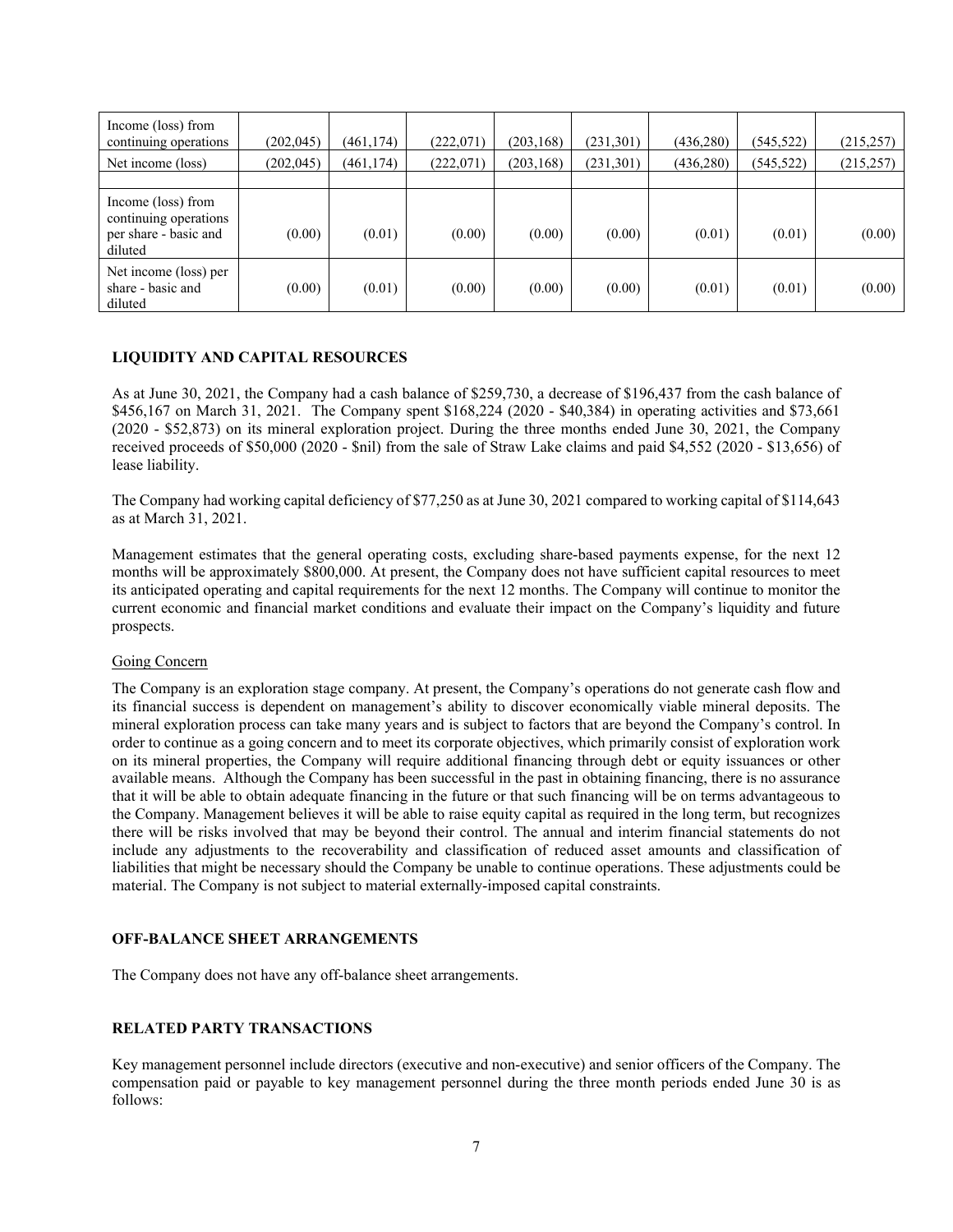| | | | | | | | | |
|---|---|---|---|---|---|---|---|---|
| Income (loss) from continuing operations | (202,045) | (461,174) | (222,071) | (203,168) | (231,301) | (436,280) | (545,522) | (215,257) |
| Net income (loss) | (202,045) | (461,174) | (222,071) | (203,168) | (231,301) | (436,280) | (545,522) | (215,257) |
| | | | | | | | | |
| Income (loss) from continuing operations per share - basic and diluted | (0.00) | (0.01) | (0.00) | (0.00) | (0.00) | (0.01) | (0.01) | (0.00) |
| Net income (loss) per share - basic and diluted | (0.00) | (0.01) | (0.00) | (0.00) | (0.00) | (0.01) | (0.01) | (0.00) |

## LIQUIDITY AND CAPITAL RESOURCES

As at June 30, 2021, the Company had a cash balance of $259,730, a decrease of $196,437 from the cash balance of $456,167 on March 31, 2021. The Company spent $168,224 (2020 - $40,384) in operating activities and $73,661 (2020 - $52,873) on its mineral exploration project. During the three months ended June 30, 2021, the Company received proceeds of $50,000 (2020 - $nil) from the sale of Straw Lake claims and paid $4,552 (2020 - $13,656) of lease liability.

The Company had working capital deficiency of $77,250 as at June 30, 2021 compared to working capital of $114,643 as at March 31, 2021.

Management estimates that the general operating costs, excluding share-based payments expense, for the next 12 months will be approximately $800,000. At present, the Company does not have sufficient capital resources to meet its anticipated operating and capital requirements for the next 12 months. The Company will continue to monitor the current economic and financial market conditions and evaluate their impact on the Company's liquidity and future prospects.

### Going Concern

The Company is an exploration stage company. At present, the Company's operations do not generate cash flow and its financial success is dependent on management's ability to discover economically viable mineral deposits. The mineral exploration process can take many years and is subject to factors that are beyond the Company's control. In order to continue as a going concern and to meet its corporate objectives, which primarily consist of exploration work on its mineral properties, the Company will require additional financing through debt or equity issuances or other available means. Although the Company has been successful in the past in obtaining financing, there is no assurance that it will be able to obtain adequate financing in the future or that such financing will be on terms advantageous to the Company. Management believes it will be able to raise equity capital as required in the long term, but recognizes there will be risks involved that may be beyond their control. The annual and interim financial statements do not include any adjustments to the recoverability and classification of reduced asset amounts and classification of liabilities that might be necessary should the Company be unable to continue operations. These adjustments could be material. The Company is not subject to material externally-imposed capital constraints.

## OFF-BALANCE SHEET ARRANGEMENTS

The Company does not have any off-balance sheet arrangements.

## RELATED PARTY TRANSACTIONS

Key management personnel include directors (executive and non-executive) and senior officers of the Company. The compensation paid or payable to key management personnel during the three month periods ended June 30 is as follows: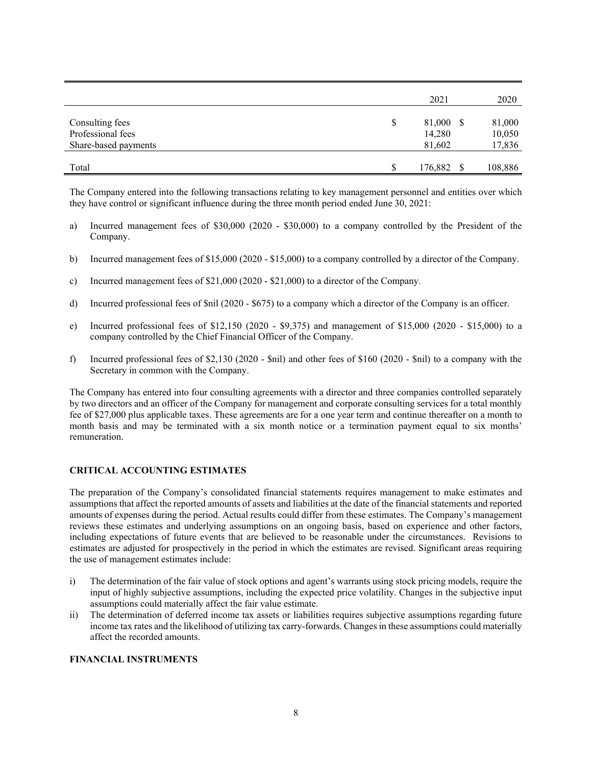| | 2021 | 2020 |
|---|---|---|
| Consulting fees | $ 81,000 | $ 81,000 |
| Professional fees | 14,280 | 10,050 |
| Share-based payments | 81,602 | 17,836 |
| Total | $ 176,882 | $ 108,886 |

The Company entered into the following transactions relating to key management personnel and entities over which they have control or significant influence during the three month period ended June 30, 2021:

a) Incurred management fees of $30,000 (2020 - $30,000) to a company controlled by the President of the Company.

b) Incurred management fees of $15,000 (2020 - $15,000) to a company controlled by a director of the Company.

c) Incurred management fees of $21,000 (2020 - $21,000) to a director of the Company.

d) Incurred professional fees of $nil (2020 - $675) to a company which a director of the Company is an officer.

e) Incurred professional fees of $12,150 (2020 - $9,375) and management of $15,000 (2020 - $15,000) to a company controlled by the Chief Financial Officer of the Company.

f) Incurred professional fees of $2,130 (2020 - $nil) and other fees of $160 (2020 - $nil) to a company with the Secretary in common with the Company.

The Company has entered into four consulting agreements with a director and three companies controlled separately by two directors and an officer of the Company for management and corporate consulting services for a total monthly fee of $27,000 plus applicable taxes. These agreements are for a one year term and continue thereafter on a month to month basis and may be terminated with a six month notice or a termination payment equal to six months' remuneration.

## CRITICAL ACCOUNTING ESTIMATES

The preparation of the Company's consolidated financial statements requires management to make estimates and assumptions that affect the reported amounts of assets and liabilities at the date of the financial statements and reported amounts of expenses during the period. Actual results could differ from these estimates. The Company's management reviews these estimates and underlying assumptions on an ongoing basis, based on experience and other factors, including expectations of future events that are believed to be reasonable under the circumstances. Revisions to estimates are adjusted for prospectively in the period in which the estimates are revised. Significant areas requiring the use of management estimates include:

i) The determination of the fair value of stock options and agent's warrants using stock pricing models, require the input of highly subjective assumptions, including the expected price volatility. Changes in the subjective input assumptions could materially affect the fair value estimate.

ii) The determination of deferred income tax assets or liabilities requires subjective assumptions regarding future income tax rates and the likelihood of utilizing tax carry-forwards. Changes in these assumptions could materially affect the recorded amounts.

## FINANCIAL INSTRUMENTS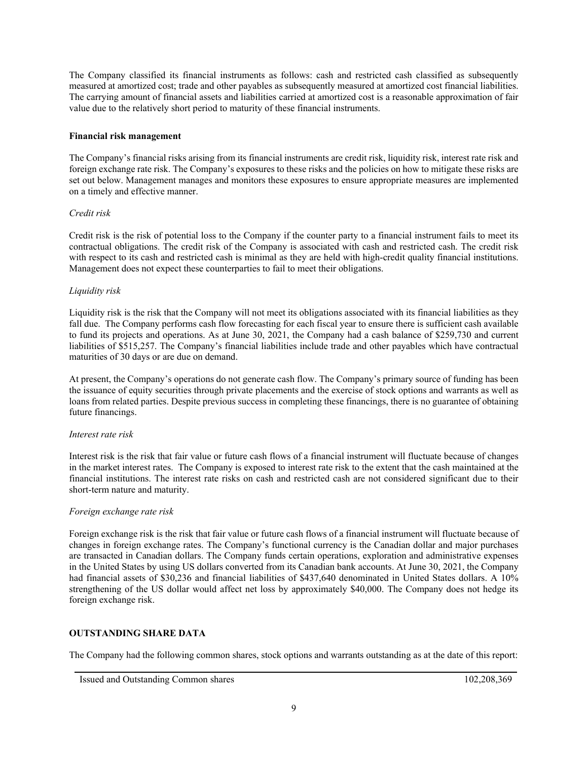The Company classified its financial instruments as follows: cash and restricted cash classified as subsequently measured at amortized cost; trade and other payables as subsequently measured at amortized cost financial liabilities. The carrying amount of financial assets and liabilities carried at amortized cost is a reasonable approximation of fair value due to the relatively short period to maturity of these financial instruments.

**Financial risk management**

The Company's financial risks arising from its financial instruments are credit risk, liquidity risk, interest rate risk and foreign exchange rate risk. The Company's exposures to these risks and the policies on how to mitigate these risks are set out below. Management manages and monitors these exposures to ensure appropriate measures are implemented on a timely and effective manner.

*Credit risk*

Credit risk is the risk of potential loss to the Company if the counter party to a financial instrument fails to meet its contractual obligations. The credit risk of the Company is associated with cash and restricted cash. The credit risk with respect to its cash and restricted cash is minimal as they are held with high-credit quality financial institutions. Management does not expect these counterparties to fail to meet their obligations.

*Liquidity risk*

Liquidity risk is the risk that the Company will not meet its obligations associated with its financial liabilities as they fall due. The Company performs cash flow forecasting for each fiscal year to ensure there is sufficient cash available to fund its projects and operations. As at June 30, 2021, the Company had a cash balance of $259,730 and current liabilities of $515,257. The Company's financial liabilities include trade and other payables which have contractual maturities of 30 days or are due on demand.

At present, the Company's operations do not generate cash flow. The Company's primary source of funding has been the issuance of equity securities through private placements and the exercise of stock options and warrants as well as loans from related parties. Despite previous success in completing these financings, there is no guarantee of obtaining future financings.

*Interest rate risk*

Interest risk is the risk that fair value or future cash flows of a financial instrument will fluctuate because of changes in the market interest rates. The Company is exposed to interest rate risk to the extent that the cash maintained at the financial institutions. The interest rate risks on cash and restricted cash are not considered significant due to their short-term nature and maturity.

*Foreign exchange rate risk*

Foreign exchange risk is the risk that fair value or future cash flows of a financial instrument will fluctuate because of changes in foreign exchange rates. The Company's functional currency is the Canadian dollar and major purchases are transacted in Canadian dollars. The Company funds certain operations, exploration and administrative expenses in the United States by using US dollars converted from its Canadian bank accounts. At June 30, 2021, the Company had financial assets of $30,236 and financial liabilities of $437,640 denominated in United States dollars. A 10% strengthening of the US dollar would affect net loss by approximately $40,000. The Company does not hedge its foreign exchange risk.

## OUTSTANDING SHARE DATA

The Company had the following common shares, stock options and warrants outstanding as at the date of this report:

| | |
|---|---|
| Issued and Outstanding Common shares | 102,208,369 |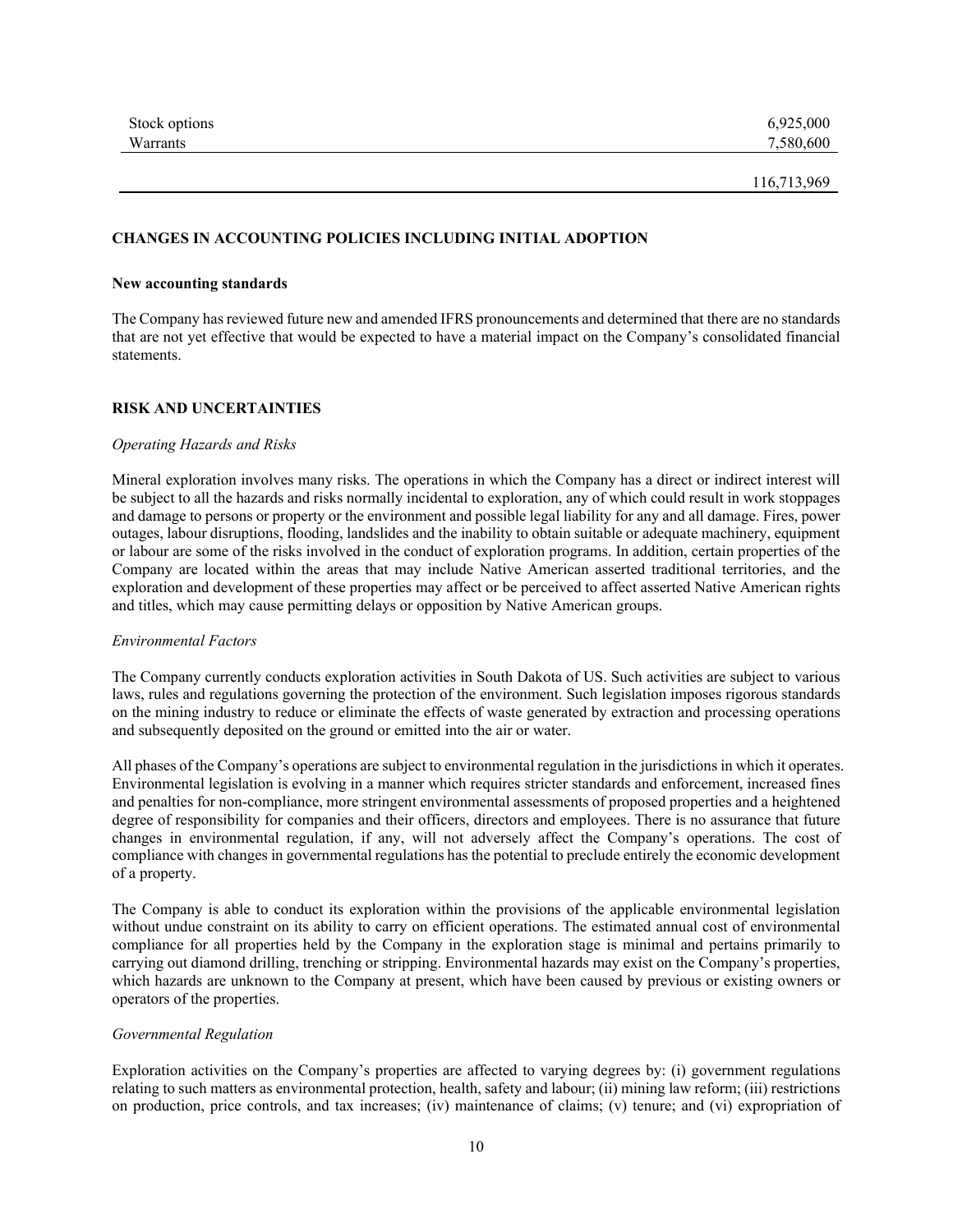| | |
|---|---|
| Stock options | 6,925,000 |
| Warrants | 7,580,600 |
| | 116,713,969 |

## CHANGES IN ACCOUNTING POLICIES INCLUDING INITIAL ADOPTION

### New accounting standards

The Company has reviewed future new and amended IFRS pronouncements and determined that there are no standards that are not yet effective that would be expected to have a material impact on the Company's consolidated financial statements.

## RISK AND UNCERTAINTIES

*Operating Hazards and Risks*

Mineral exploration involves many risks. The operations in which the Company has a direct or indirect interest will be subject to all the hazards and risks normally incidental to exploration, any of which could result in work stoppages and damage to persons or property or the environment and possible legal liability for any and all damage. Fires, power outages, labour disruptions, flooding, landslides and the inability to obtain suitable or adequate machinery, equipment or labour are some of the risks involved in the conduct of exploration programs. In addition, certain properties of the Company are located within the areas that may include Native American asserted traditional territories, and the exploration and development of these properties may affect or be perceived to affect asserted Native American rights and titles, which may cause permitting delays or opposition by Native American groups.

*Environmental Factors*

The Company currently conducts exploration activities in South Dakota of US. Such activities are subject to various laws, rules and regulations governing the protection of the environment. Such legislation imposes rigorous standards on the mining industry to reduce or eliminate the effects of waste generated by extraction and processing operations and subsequently deposited on the ground or emitted into the air or water.

All phases of the Company's operations are subject to environmental regulation in the jurisdictions in which it operates. Environmental legislation is evolving in a manner which requires stricter standards and enforcement, increased fines and penalties for non-compliance, more stringent environmental assessments of proposed properties and a heightened degree of responsibility for companies and their officers, directors and employees. There is no assurance that future changes in environmental regulation, if any, will not adversely affect the Company's operations. The cost of compliance with changes in governmental regulations has the potential to preclude entirely the economic development of a property.

The Company is able to conduct its exploration within the provisions of the applicable environmental legislation without undue constraint on its ability to carry on efficient operations. The estimated annual cost of environmental compliance for all properties held by the Company in the exploration stage is minimal and pertains primarily to carrying out diamond drilling, trenching or stripping. Environmental hazards may exist on the Company's properties, which hazards are unknown to the Company at present, which have been caused by previous or existing owners or operators of the properties.

*Governmental Regulation*

Exploration activities on the Company's properties are affected to varying degrees by: (i) government regulations relating to such matters as environmental protection, health, safety and labour; (ii) mining law reform; (iii) restrictions on production, price controls, and tax increases; (iv) maintenance of claims; (v) tenure; and (vi) expropriation of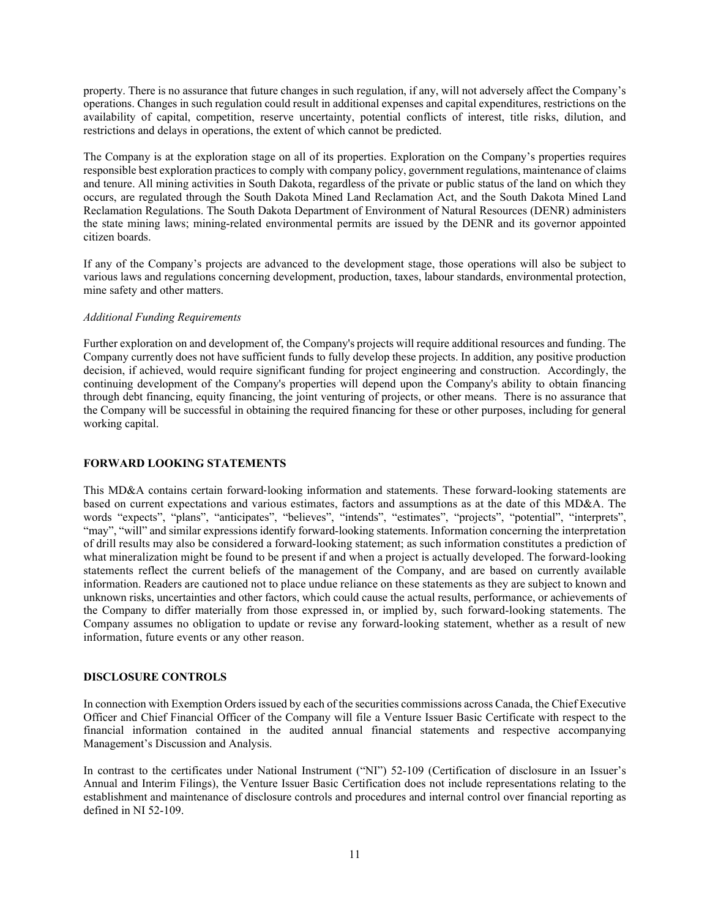property. There is no assurance that future changes in such regulation, if any, will not adversely affect the Company's operations. Changes in such regulation could result in additional expenses and capital expenditures, restrictions on the availability of capital, competition, reserve uncertainty, potential conflicts of interest, title risks, dilution, and restrictions and delays in operations, the extent of which cannot be predicted.

The Company is at the exploration stage on all of its properties. Exploration on the Company's properties requires responsible best exploration practices to comply with company policy, government regulations, maintenance of claims and tenure. All mining activities in South Dakota, regardless of the private or public status of the land on which they occurs, are regulated through the South Dakota Mined Land Reclamation Act, and the South Dakota Mined Land Reclamation Regulations. The South Dakota Department of Environment of Natural Resources (DENR) administers the state mining laws; mining-related environmental permits are issued by the DENR and its governor appointed citizen boards.

If any of the Company's projects are advanced to the development stage, those operations will also be subject to various laws and regulations concerning development, production, taxes, labour standards, environmental protection, mine safety and other matters.

*Additional Funding Requirements*

Further exploration on and development of, the Company's projects will require additional resources and funding. The Company currently does not have sufficient funds to fully develop these projects. In addition, any positive production decision, if achieved, would require significant funding for project engineering and construction. Accordingly, the continuing development of the Company's properties will depend upon the Company's ability to obtain financing through debt financing, equity financing, the joint venturing of projects, or other means. There is no assurance that the Company will be successful in obtaining the required financing for these or other purposes, including for general working capital.

## FORWARD LOOKING STATEMENTS

This MD&A contains certain forward-looking information and statements. These forward-looking statements are based on current expectations and various estimates, factors and assumptions as at the date of this MD&A. The words "expects", "plans", "anticipates", "believes", "intends", "estimates", "projects", "potential", "interprets", "may", "will" and similar expressions identify forward-looking statements. Information concerning the interpretation of drill results may also be considered a forward-looking statement; as such information constitutes a prediction of what mineralization might be found to be present if and when a project is actually developed. The forward-looking statements reflect the current beliefs of the management of the Company, and are based on currently available information. Readers are cautioned not to place undue reliance on these statements as they are subject to known and unknown risks, uncertainties and other factors, which could cause the actual results, performance, or achievements of the Company to differ materially from those expressed in, or implied by, such forward-looking statements. The Company assumes no obligation to update or revise any forward-looking statement, whether as a result of new information, future events or any other reason.

## DISCLOSURE CONTROLS

In connection with Exemption Orders issued by each of the securities commissions across Canada, the Chief Executive Officer and Chief Financial Officer of the Company will file a Venture Issuer Basic Certificate with respect to the financial information contained in the audited annual financial statements and respective accompanying Management's Discussion and Analysis.

In contrast to the certificates under National Instrument ("NI") 52-109 (Certification of disclosure in an Issuer's Annual and Interim Filings), the Venture Issuer Basic Certification does not include representations relating to the establishment and maintenance of disclosure controls and procedures and internal control over financial reporting as defined in NI 52-109.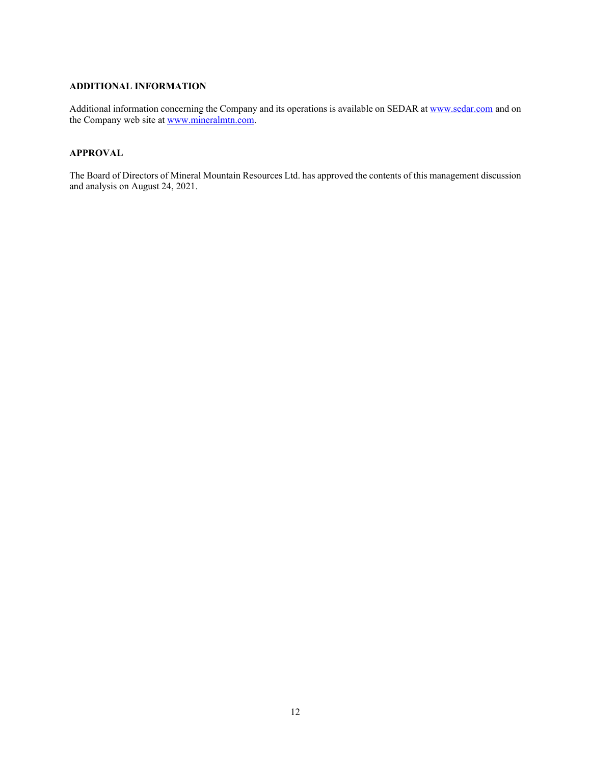## ADDITIONAL INFORMATION

Additional information concerning the Company and its operations is available on SEDAR at www.sedar.com and on the Company web site at www.mineralmtn.com.

## APPROVAL

The Board of Directors of Mineral Mountain Resources Ltd. has approved the contents of this management discussion and analysis on August 24, 2021.